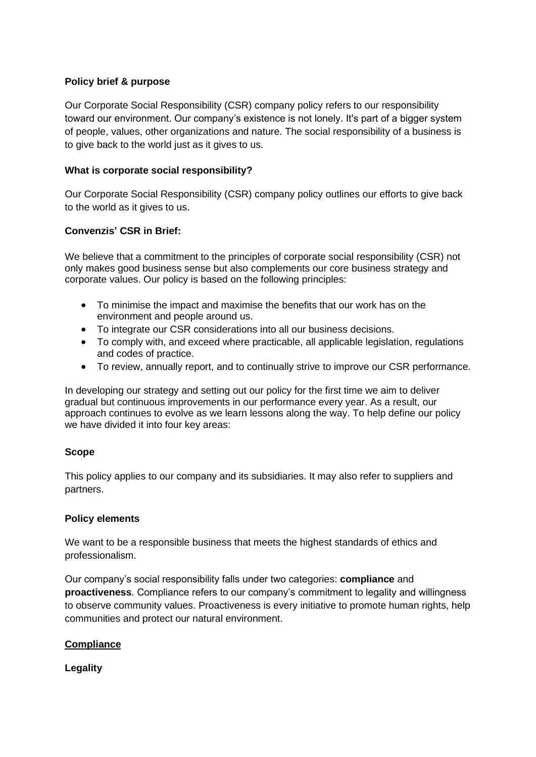**Policy brief & purpose**

Our Corporate Social Responsibility (CSR) company policy refers to our responsibility toward our environment. Our company's existence is not lonely. It's part of a bigger system of people, values, other organizations and nature. The social responsibility of a business is to give back to the world just as it gives to us.

**What is corporate social responsibility?**

Our Corporate Social Responsibility (CSR) company policy outlines our efforts to give back to the world as it gives to us.

**Convenzis' CSR in Brief:**

We believe that a commitment to the principles of corporate social responsibility (CSR) not only makes good business sense but also complements our core business strategy and corporate values. Our policy is based on the following principles:

- To minimise the impact and maximise the benefits that our work has on the environment and people around us.
- To integrate our CSR considerations into all our business decisions.
- To comply with, and exceed where practicable, all applicable legislation, regulations and codes of practice.
- To review, annually report, and to continually strive to improve our CSR performance.

In developing our strategy and setting out our policy for the first time we aim to deliver gradual but continuous improvements in our performance every year. As a result, our approach continues to evolve as we learn lessons along the way. To help define our policy we have divided it into four key areas:

**Scope**

This policy applies to our company and its subsidiaries. It may also refer to suppliers and partners.

**Policy elements**

We want to be a responsible business that meets the highest standards of ethics and professionalism.

Our company's social responsibility falls under two categories: **compliance** and **proactiveness**. Compliance refers to our company's commitment to legality and willingness to observe community values. Proactiveness is every initiative to promote human rights, help communities and protect our natural environment.

**Compliance**

**Legality**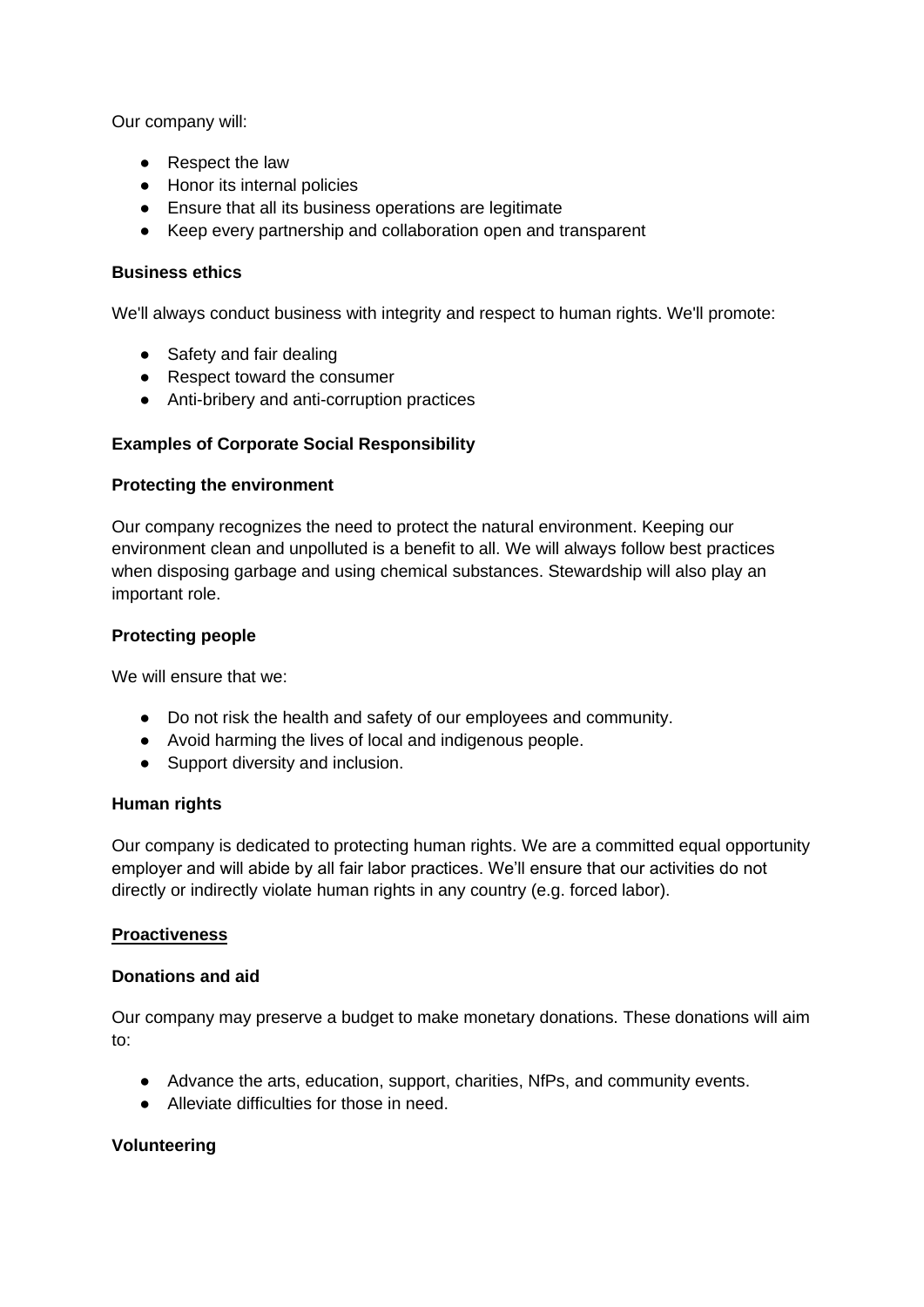Our company will:

- Respect the law
- Honor its internal policies
- Ensure that all its business operations are legitimate
- Keep every partnership and collaboration open and transparent

**Business ethics**

We'll always conduct business with integrity and respect to human rights. We'll promote:

- Safety and fair dealing
- Respect toward the consumer
- Anti-bribery and anti-corruption practices

**Examples of Corporate Social Responsibility**

**Protecting the environment**

Our company recognizes the need to protect the natural environment. Keeping our environment clean and unpolluted is a benefit to all. We will always follow best practices when disposing garbage and using chemical substances. Stewardship will also play an important role.

**Protecting people**

We will ensure that we:

- Do not risk the health and safety of our employees and community.
- Avoid harming the lives of local and indigenous people.
- Support diversity and inclusion.

**Human rights**

Our company is dedicated to protecting human rights. We are a committed equal opportunity employer and will abide by all fair labor practices. We'll ensure that our activities do not directly or indirectly violate human rights in any country (e.g. forced labor).

**<u>Proactiveness</u>**

**Donations and aid**

Our company may preserve a budget to make monetary donations. These donations will aim to:

- Advance the arts, education, support, charities, NfPs, and community events.
- Alleviate difficulties for those in need.

**Volunteering**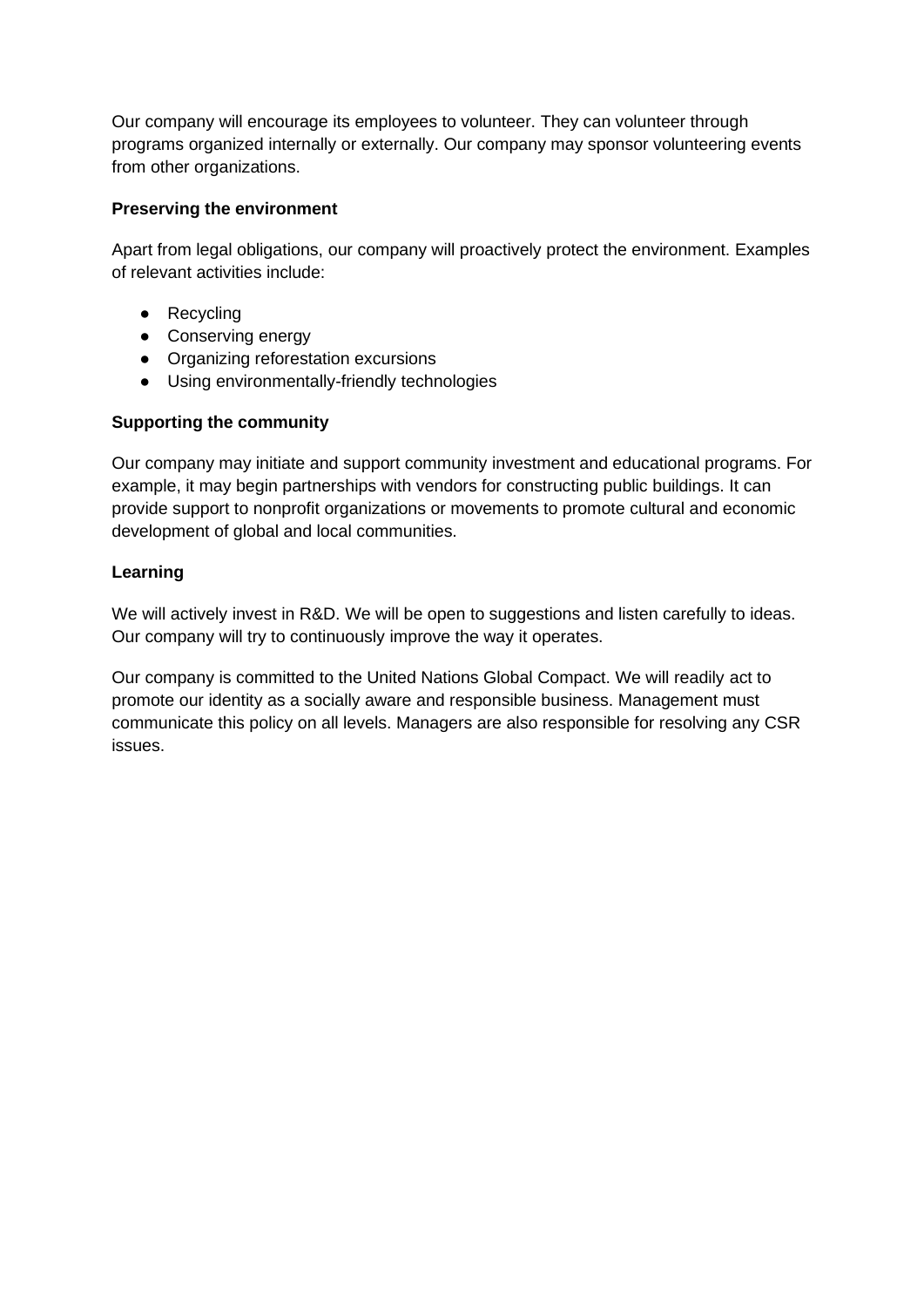Our company will encourage its employees to volunteer. They can volunteer through programs organized internally or externally. Our company may sponsor volunteering events from other organizations.

**Preserving the environment**

Apart from legal obligations, our company will proactively protect the environment. Examples of relevant activities include:

- Recycling
- Conserving energy
- Organizing reforestation excursions
- Using environmentally-friendly technologies

**Supporting the community**

Our company may initiate and support community investment and educational programs. For example, it may begin partnerships with vendors for constructing public buildings. It can provide support to nonprofit organizations or movements to promote cultural and economic development of global and local communities.

**Learning**

We will actively invest in R&D. We will be open to suggestions and listen carefully to ideas. Our company will try to continuously improve the way it operates.

Our company is committed to the United Nations Global Compact. We will readily act to promote our identity as a socially aware and responsible business. Management must communicate this policy on all levels. Managers are also responsible for resolving any CSR issues.